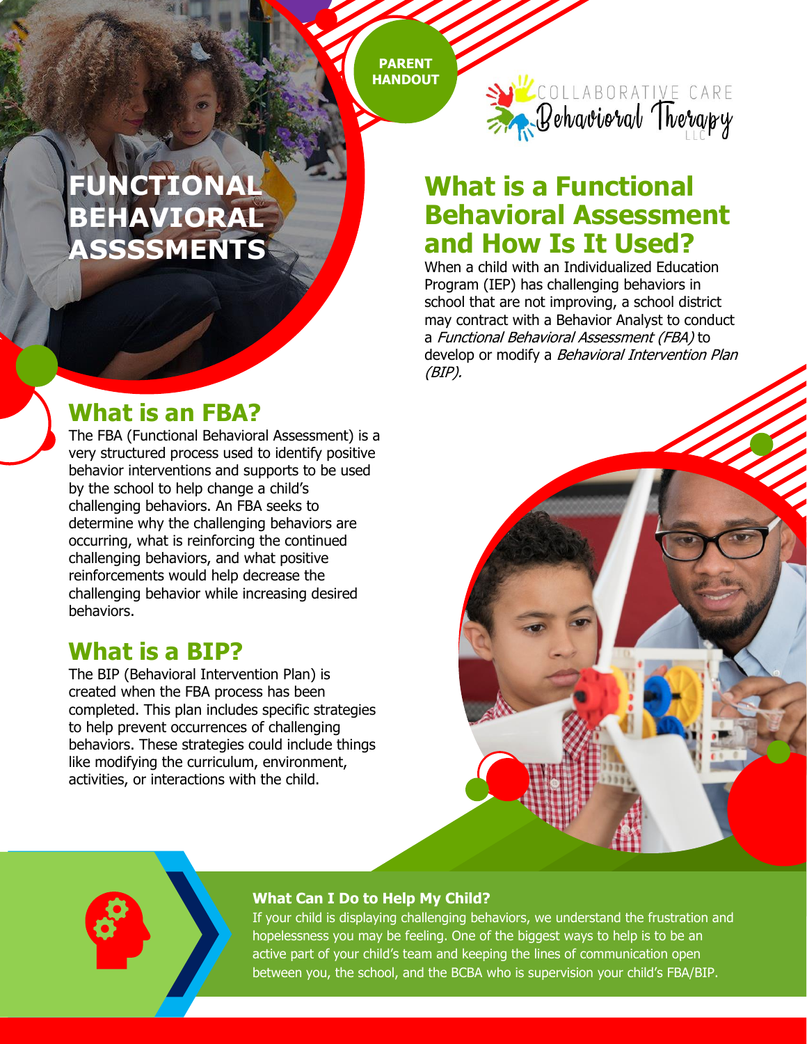PARENT HANDOUT

COLLABORATIVE CARE Behavioral Therapy LLC

# FUNCTIONAL BEHAVIORAL ASSSSMENTS

## What is a Functional Behavioral Assessment and How Is It Used?

When a child with an Individualized Education Program (IEP) has challenging behaviors in school that are not improving, a school district may contract with a Behavior Analyst to conduct a *Functional Behavioral Assessment (FBA)* to develop or modify a *Behavioral Intervention Plan (BIP).*

## What is an FBA?

The FBA (Functional Behavioral Assessment) is a very structured process used to identify positive behavior interventions and supports to be used by the school to help change a child's challenging behaviors. An FBA seeks to determine why the challenging behaviors are occurring, what is reinforcing the continued challenging behaviors, and what positive reinforcements would help decrease the challenging behavior while increasing desired behaviors.

## What is a BIP?

The BIP (Behavioral Intervention Plan) is created when the FBA process has been completed. This plan includes specific strategies to help prevent occurrences of challenging behaviors. These strategies could include things like modifying the curriculum, environment, activities, or interactions with the child.

### What Can I Do to Help My Child?

If your child is displaying challenging behaviors, we understand the frustration and hopelessness you may be feeling. One of the biggest ways to help is to be an active part of your child's team and keeping the lines of communication open between you, the school, and the BCBA who is supervision your child's FBA/BIP.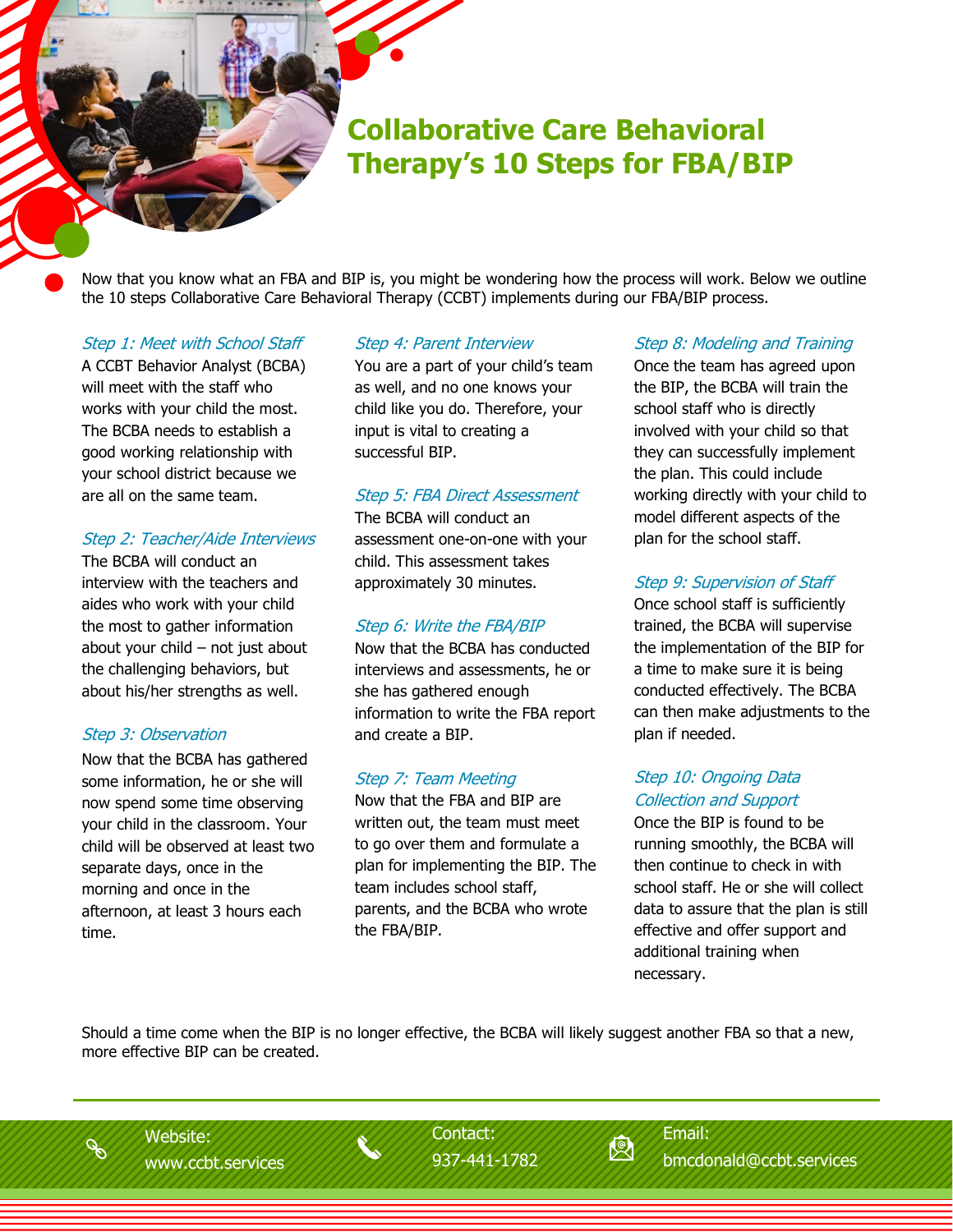# Collaborative Care Behavioral Therapy's 10 Steps for FBA/BIP

Now that you know what an FBA and BIP is, you might be wondering how the process will work. Below we outline the 10 steps Collaborative Care Behavioral Therapy (CCBT) implements during our FBA/BIP process.

### *Step 1: Meet with School Staff*

A CCBT Behavior Analyst (BCBA) will meet with the staff who works with your child the most. The BCBA needs to establish a good working relationship with your school district because we are all on the same team.

### *Step 2: Teacher/Aide Interviews*

The BCBA will conduct an interview with the teachers and aides who work with your child the most to gather information about your child – not just about the challenging behaviors, but about his/her strengths as well.

### *Step 3: Observation*

Now that the BCBA has gathered some information, he or she will now spend some time observing your child in the classroom. Your child will be observed at least two separate days, once in the morning and once in the afternoon, at least 3 hours each time.

### *Step 4: Parent Interview*

You are a part of your child's team as well, and no one knows your child like you do. Therefore, your input is vital to creating a successful BIP.

### *Step 5: FBA Direct Assessment*

The BCBA will conduct an assessment one-on-one with your child. This assessment takes approximately 30 minutes.

### *Step 6: Write the FBA/BIP*

Now that the BCBA has conducted interviews and assessments, he or she has gathered enough information to write the FBA report and create a BIP.

### *Step 7: Team Meeting*

Now that the FBA and BIP are written out, the team must meet to go over them and formulate a plan for implementing the BIP. The team includes school staff, parents, and the BCBA who wrote the FBA/BIP.

### *Step 8: Modeling and Training*

Once the team has agreed upon the BIP, the BCBA will train the school staff who is directly involved with your child so that they can successfully implement the plan. This could include working directly with your child to model different aspects of the plan for the school staff.

### *Step 9: Supervision of Staff*

Once school staff is sufficiently trained, the BCBA will supervise the implementation of the BIP for a time to make sure it is being conducted effectively. The BCBA can then make adjustments to the plan if needed.

### *Step 10: Ongoing Data Collection and Support*

Once the BIP is found to be running smoothly, the BCBA will then continue to check in with school staff. He or she will collect data to assure that the plan is still effective and offer support and additional training when necessary.

Should a time come when the BIP is no longer effective, the BCBA will likely suggest another FBA so that a new, more effective BIP can be created.

Website: www.ccbt.services

Contact: 937-441-1782

Email: bmcdonald@ccbt.services